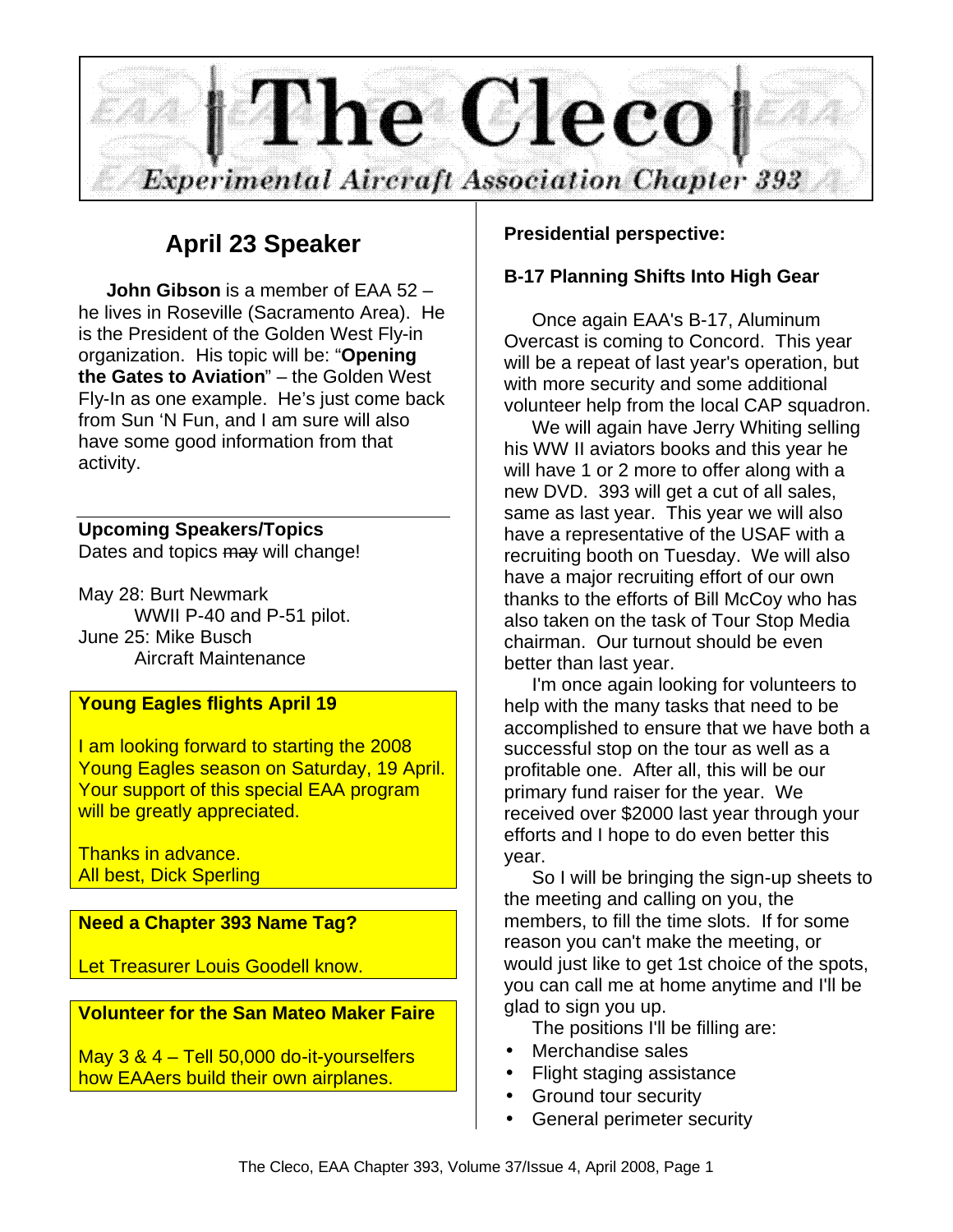# The Cleco

*Experimental Aircraft Association Chapter 393*

## April 23 Speaker

**John Gibson** is a member of EAA 52 – he lives in Roseville (Sacramento Area). He is the President of the Golden West Fly-in organization. His topic will be: "**Opening the Gates to Aviation**" – the Golden West Fly-In as one example. He's just come back from Sun 'N Fun, and I am sure will also have some good information from that activity.

**Upcoming Speakers/Topics**
Dates and topics ~~may~~ will change!

May 28: Burt Newmark
WWII P-40 and P-51 pilot.
June 25: Mike Busch
Aircraft Maintenance

**Young Eagles flights April 19**

I am looking forward to starting the 2008 Young Eagles season on Saturday, 19 April. Your support of this special EAA program will be greatly appreciated.

Thanks in advance.
All best, Dick Sperling

**Need a Chapter 393 Name Tag?**

Let Treasurer Louis Goodell know.

**Volunteer for the San Mateo Maker Faire**

May 3 & 4 – Tell 50,000 do-it-yourselfers how EAAers build their own airplanes.

**Presidential perspective:**

**B-17 Planning Shifts Into High Gear**

Once again EAA's B-17, Aluminum Overcast is coming to Concord. This year will be a repeat of last year's operation, but with more security and some additional volunteer help from the local CAP squadron.

We will again have Jerry Whiting selling his WW II aviators books and this year he will have 1 or 2 more to offer along with a new DVD. 393 will get a cut of all sales, same as last year. This year we will also have a representative of the USAF with a recruiting booth on Tuesday. We will also have a major recruiting effort of our own thanks to the efforts of Bill McCoy who has also taken on the task of Tour Stop Media chairman. Our turnout should be even better than last year.

I'm once again looking for volunteers to help with the many tasks that need to be accomplished to ensure that we have both a successful stop on the tour as well as a profitable one. After all, this will be our primary fund raiser for the year. We received over $2000 last year through your efforts and I hope to do even better this year.

So I will be bringing the sign-up sheets to the meeting and calling on you, the members, to fill the time slots. If for some reason you can't make the meeting, or would just like to get 1st choice of the spots, you can call me at home anytime and I'll be glad to sign you up.

The positions I'll be filling are:

- Merchandise sales
- Flight staging assistance
- Ground tour security
- General perimeter security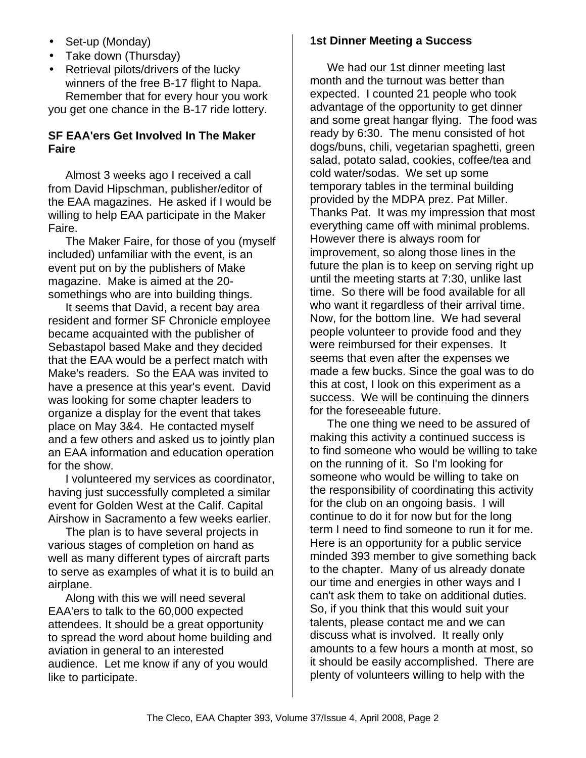- Set-up (Monday)
- Take down (Thursday)
- Retrieval pilots/drivers of the lucky winners of the free B-17 flight to Napa.

Remember that for every hour you work you get one chance in the B-17 ride lottery.

**SF EAA'ers Get Involved In The Maker Faire**

Almost 3 weeks ago I received a call from David Hipschman, publisher/editor of the EAA magazines. He asked if I would be willing to help EAA participate in the Maker Faire.

The Maker Faire, for those of you (myself included) unfamiliar with the event, is an event put on by the publishers of Make magazine. Make is aimed at the 20-somethings who are into building things.

It seems that David, a recent bay area resident and former SF Chronicle employee became acquainted with the publisher of Sebastapol based Make and they decided that the EAA would be a perfect match with Make's readers. So the EAA was invited to have a presence at this year's event. David was looking for some chapter leaders to organize a display for the event that takes place on May 3&4. He contacted myself and a few others and asked us to jointly plan an EAA information and education operation for the show.

I volunteered my services as coordinator, having just successfully completed a similar event for Golden West at the Calif. Capital Airshow in Sacramento a few weeks earlier.

The plan is to have several projects in various stages of completion on hand as well as many different types of aircraft parts to serve as examples of what it is to build an airplane.

Along with this we will need several EAA'ers to talk to the 60,000 expected attendees. It should be a great opportunity to spread the word about home building and aviation in general to an interested audience. Let me know if any of you would like to participate.

**1st Dinner Meeting a Success**

We had our 1st dinner meeting last month and the turnout was better than expected. I counted 21 people who took advantage of the opportunity to get dinner and some great hangar flying. The food was ready by 6:30. The menu consisted of hot dogs/buns, chili, vegetarian spaghetti, green salad, potato salad, cookies, coffee/tea and cold water/sodas. We set up some temporary tables in the terminal building provided by the MDPA prez. Pat Miller. Thanks Pat. It was my impression that most everything came off with minimal problems. However there is always room for improvement, so along those lines in the future the plan is to keep on serving right up until the meeting starts at 7:30, unlike last time. So there will be food available for all who want it regardless of their arrival time. Now, for the bottom line. We had several people volunteer to provide food and they were reimbursed for their expenses. It seems that even after the expenses we made a few bucks. Since the goal was to do this at cost, I look on this experiment as a success. We will be continuing the dinners for the foreseeable future.

The one thing we need to be assured of making this activity a continued success is to find someone who would be willing to take on the running of it. So I'm looking for someone who would be willing to take on the responsibility of coordinating this activity for the club on an ongoing basis. I will continue to do it for now but for the long term I need to find someone to run it for me. Here is an opportunity for a public service minded 393 member to give something back to the chapter. Many of us already donate our time and energies in other ways and I can't ask them to take on additional duties. So, if you think that this would suit your talents, please contact me and we can discuss what is involved. It really only amounts to a few hours a month at most, so it should be easily accomplished. There are plenty of volunteers willing to help with the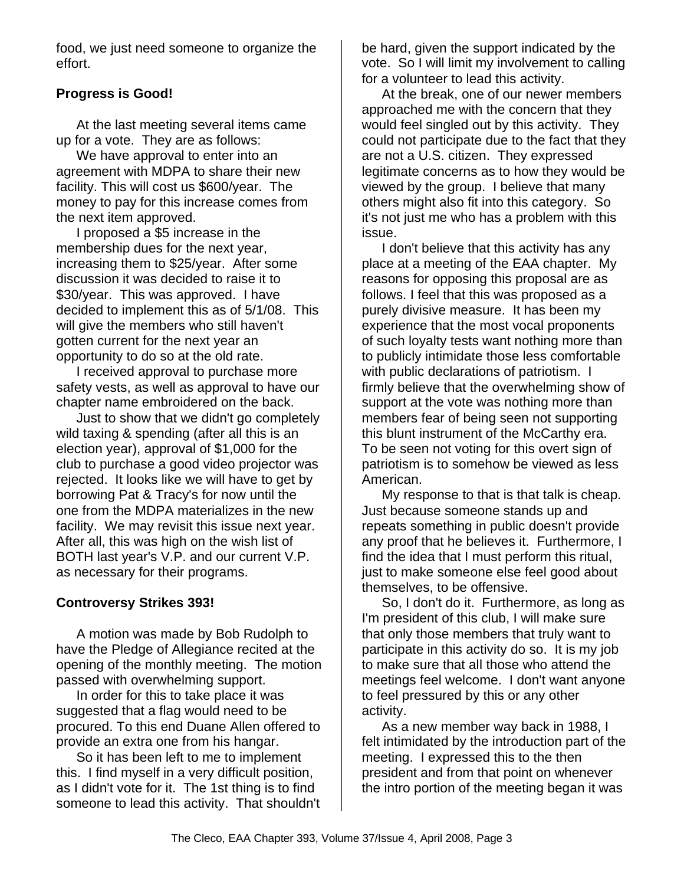food, we just need someone to organize the effort.

### Progress is Good!

At the last meeting several items came up for a vote. They are as follows:

We have approval to enter into an agreement with MDPA to share their new facility. This will cost us $600/year. The money to pay for this increase comes from the next item approved.

I proposed a $5 increase in the membership dues for the next year, increasing them to $25/year. After some discussion it was decided to raise it to $30/year. This was approved. I have decided to implement this as of 5/1/08. This will give the members who still haven't gotten current for the next year an opportunity to do so at the old rate.

I received approval to purchase more safety vests, as well as approval to have our chapter name embroidered on the back.

Just to show that we didn't go completely wild taxing & spending (after all this is an election year), approval of $1,000 for the club to purchase a good video projector was rejected. It looks like we will have to get by borrowing Pat & Tracy's for now until the one from the MDPA materializes in the new facility. We may revisit this issue next year. After all, this was high on the wish list of BOTH last year's V.P. and our current V.P. as necessary for their programs.

### Controversy Strikes 393!

A motion was made by Bob Rudolph to have the Pledge of Allegiance recited at the opening of the monthly meeting. The motion passed with overwhelming support.

In order for this to take place it was suggested that a flag would need to be procured. To this end Duane Allen offered to provide an extra one from his hangar.

So it has been left to me to implement this. I find myself in a very difficult position, as I didn't vote for it. The 1st thing is to find someone to lead this activity. That shouldn't be hard, given the support indicated by the vote. So I will limit my involvement to calling for a volunteer to lead this activity.

At the break, one of our newer members approached me with the concern that they would feel singled out by this activity. They could not participate due to the fact that they are not a U.S. citizen. They expressed legitimate concerns as to how they would be viewed by the group. I believe that many others might also fit into this category. So it's not just me who has a problem with this issue.

I don't believe that this activity has any place at a meeting of the EAA chapter. My reasons for opposing this proposal are as follows. I feel that this was proposed as a purely divisive measure. It has been my experience that the most vocal proponents of such loyalty tests want nothing more than to publicly intimidate those less comfortable with public declarations of patriotism. I firmly believe that the overwhelming show of support at the vote was nothing more than members fear of being seen not supporting this blunt instrument of the McCarthy era. To be seen not voting for this overt sign of patriotism is to somehow be viewed as less American.

My response to that is that talk is cheap. Just because someone stands up and repeats something in public doesn't provide any proof that he believes it. Furthermore, I find the idea that I must perform this ritual, just to make someone else feel good about themselves, to be offensive.

So, I don't do it. Furthermore, as long as I'm president of this club, I will make sure that only those members that truly want to participate in this activity do so. It is my job to make sure that all those who attend the meetings feel welcome. I don't want anyone to feel pressured by this or any other activity.

As a new member way back in 1988, I felt intimidated by the introduction part of the meeting. I expressed this to the then president and from that point on whenever the intro portion of the meeting began it was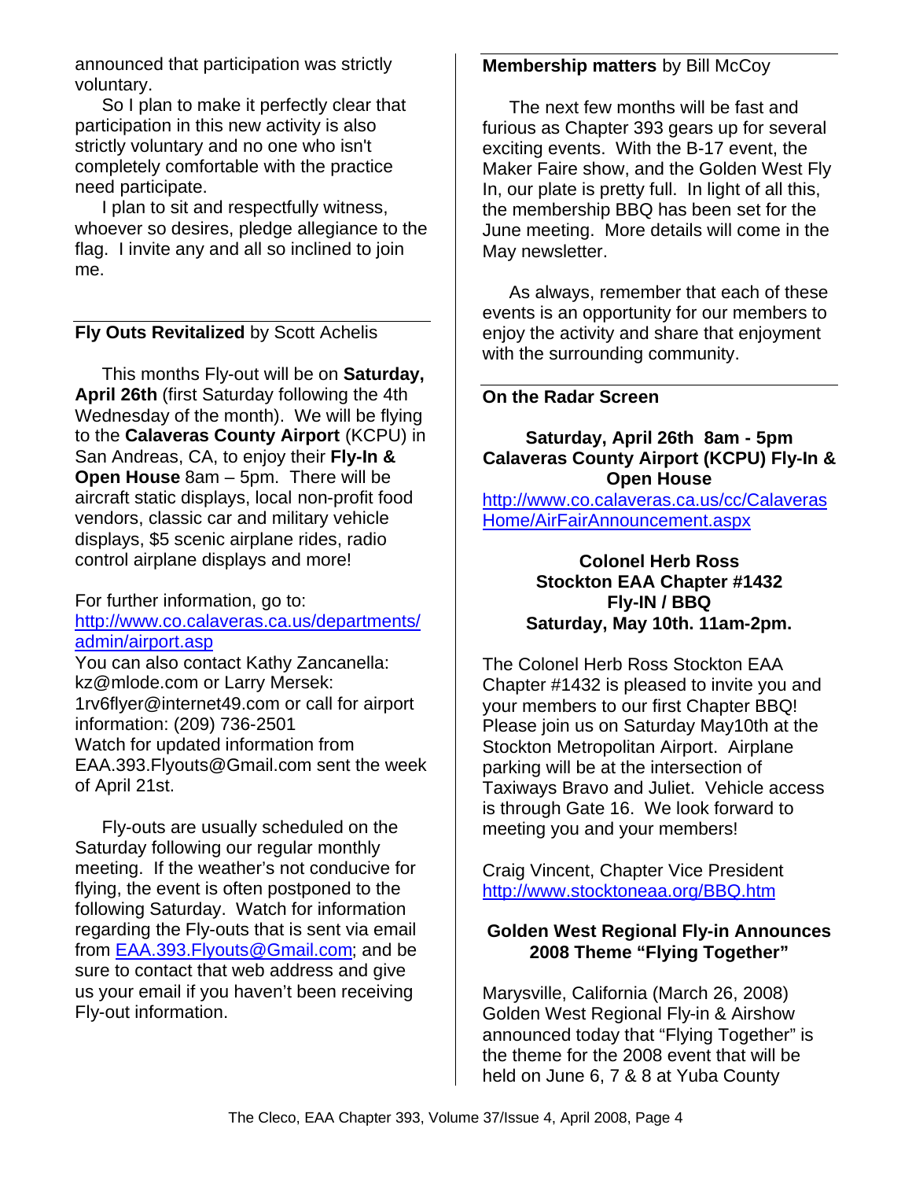announced that participation was strictly voluntary.

So I plan to make it perfectly clear that participation in this new activity is also strictly voluntary and no one who isn't completely comfortable with the practice need participate.

I plan to sit and respectfully witness, whoever so desires, pledge allegiance to the flag. I invite any and all so inclined to join me.

---

**Fly Outs Revitalized** by Scott Achelis

This months Fly-out will be on **Saturday, April 26th** (first Saturday following the 4th Wednesday of the month). We will be flying to the **Calaveras County Airport** (KCPU) in San Andreas, CA, to enjoy their **Fly-In & Open House** 8am – 5pm. There will be aircraft static displays, local non-profit food vendors, classic car and military vehicle displays, $5 scenic airplane rides, radio control airplane displays and more!

For further information, go to:
[http://www.co.calaveras.ca.us/departments/admin/airport.asp](http://www.co.calaveras.ca.us/departments/admin/airport.asp)
You can also contact Kathy Zancanella: kz@mlode.com or Larry Mersek: 1rv6flyer@internet49.com or call for airport information: (209) 736-2501
Watch for updated information from EAA.393.Flyouts@Gmail.com sent the week of April 21st.

Fly-outs are usually scheduled on the Saturday following our regular monthly meeting. If the weather's not conducive for flying, the event is often postponed to the following Saturday. Watch for information regarding the Fly-outs that is sent via email from [EAA.393.Flyouts@Gmail.com](mailto:EAA.393.Flyouts@Gmail.com); and be sure to contact that web address and give us your email if you haven't been receiving Fly-out information.

---

**Membership matters** by Bill McCoy

The next few months will be fast and furious as Chapter 393 gears up for several exciting events. With the B-17 event, the Maker Faire show, and the Golden West Fly In, our plate is pretty full. In light of all this, the membership BBQ has been set for the June meeting. More details will come in the May newsletter.

As always, remember that each of these events is an opportunity for our members to enjoy the activity and share that enjoyment with the surrounding community.

---

**On the Radar Screen**

**Saturday, April 26th 8am - 5pm**
**Calaveras County Airport (KCPU) Fly-In & Open House**

[http://www.co.calaveras.ca.us/cc/CalaverasHome/AirFairAnnouncement.aspx](http://www.co.calaveras.ca.us/cc/CalaverasHome/AirFairAnnouncement.aspx)

**Colonel Herb Ross**
**Stockton EAA Chapter #1432**
**Fly-IN / BBQ**
**Saturday, May 10th. 11am-2pm.**

The Colonel Herb Ross Stockton EAA Chapter #1432 is pleased to invite you and your members to our first Chapter BBQ! Please join us on Saturday May10th at the Stockton Metropolitan Airport. Airplane parking will be at the intersection of Taxiways Bravo and Juliet. Vehicle access is through Gate 16. We look forward to meeting you and your members!

Craig Vincent, Chapter Vice President
[http://www.stocktoneaa.org/BBQ.htm](http://www.stocktoneaa.org/BBQ.htm)

**Golden West Regional Fly-in Announces 2008 Theme "Flying Together"**

Marysville, California (March 26, 2008) Golden West Regional Fly-in & Airshow announced today that "Flying Together" is the theme for the 2008 event that will be held on June 6, 7 & 8 at Yuba County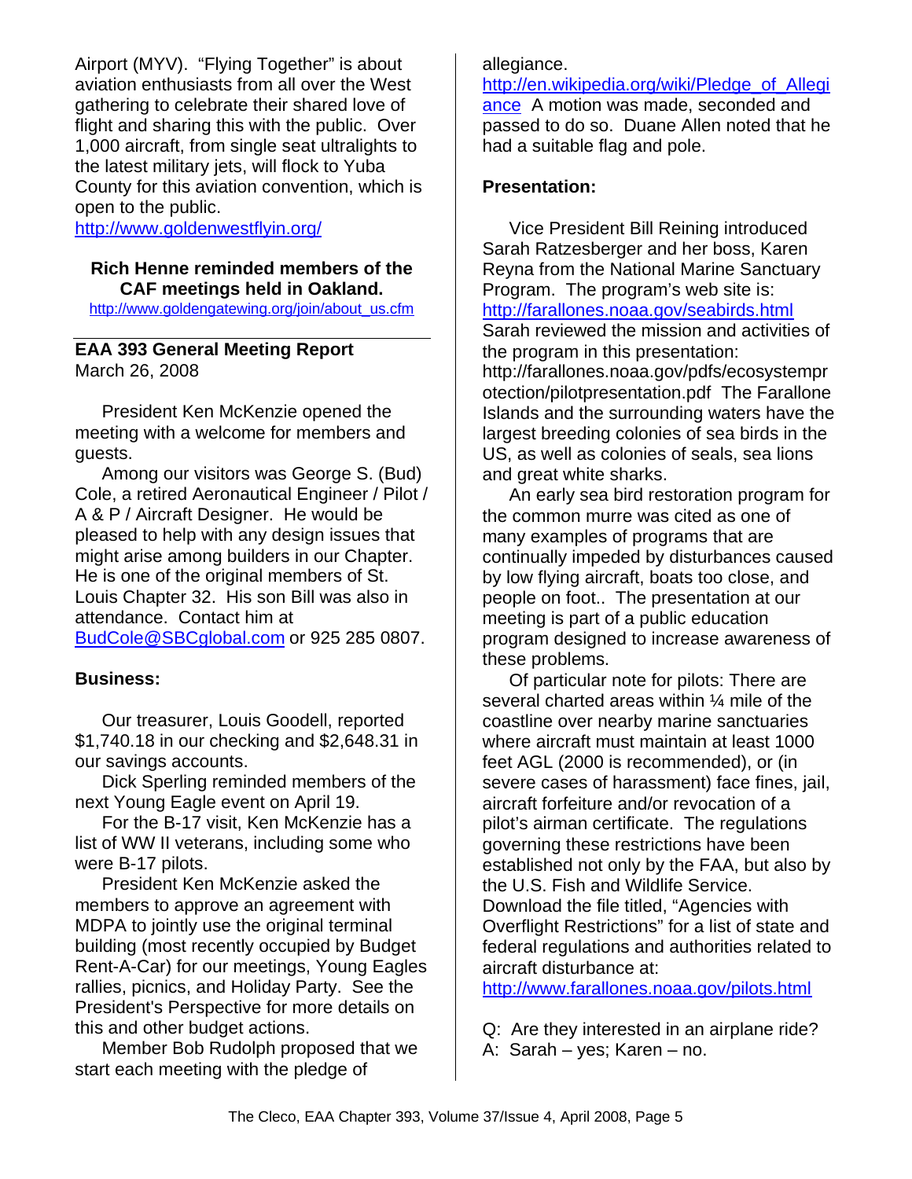Airport (MYV). "Flying Together" is about aviation enthusiasts from all over the West gathering to celebrate their shared love of flight and sharing this with the public. Over 1,000 aircraft, from single seat ultralights to the latest military jets, will flock to Yuba County for this aviation convention, which is open to the public.
http://www.goldenwestflyin.org/

**Rich Henne reminded members of the CAF meetings held in Oakland.**
http://www.goldengatewing.org/join/about_us.cfm

## EAA 393 General Meeting Report

March 26, 2008

President Ken McKenzie opened the meeting with a welcome for members and guests.

Among our visitors was George S. (Bud) Cole, a retired Aeronautical Engineer / Pilot / A & P / Aircraft Designer. He would be pleased to help with any design issues that might arise among builders in our Chapter. He is one of the original members of St. Louis Chapter 32. His son Bill was also in attendance. Contact him at BudCole@SBCglobal.com or 925 285 0807.

### Business:

Our treasurer, Louis Goodell, reported $1,740.18 in our checking and $2,648.31 in our savings accounts.

Dick Sperling reminded members of the next Young Eagle event on April 19.

For the B-17 visit, Ken McKenzie has a list of WW II veterans, including some who were B-17 pilots.

President Ken McKenzie asked the members to approve an agreement with MDPA to jointly use the original terminal building (most recently occupied by Budget Rent-A-Car) for our meetings, Young Eagles rallies, picnics, and Holiday Party. See the President's Perspective for more details on this and other budget actions.

Member Bob Rudolph proposed that we start each meeting with the pledge of allegiance.
http://en.wikipedia.org/wiki/Pledge_of_Allegiance A motion was made, seconded and passed to do so. Duane Allen noted that he had a suitable flag and pole.

### Presentation:

Vice President Bill Reining introduced Sarah Ratzesberger and her boss, Karen Reyna from the National Marine Sanctuary Program. The program's web site is: http://farallones.noaa.gov/seabirds.html Sarah reviewed the mission and activities of the program in this presentation: http://farallones.noaa.gov/pdfs/ecosystemprotection/pilotpresentation.pdf The Farallone Islands and the surrounding waters have the largest breeding colonies of sea birds in the US, as well as colonies of seals, sea lions and great white sharks.

An early sea bird restoration program for the common murre was cited as one of many examples of programs that are continually impeded by disturbances caused by low flying aircraft, boats too close, and people on foot.. The presentation at our meeting is part of a public education program designed to increase awareness of these problems.

Of particular note for pilots: There are several charted areas within ¼ mile of the coastline over nearby marine sanctuaries where aircraft must maintain at least 1000 feet AGL (2000 is recommended), or (in severe cases of harassment) face fines, jail, aircraft forfeiture and/or revocation of a pilot's airman certificate. The regulations governing these restrictions have been established not only by the FAA, but also by the U.S. Fish and Wildlife Service. Download the file titled, "Agencies with Overflight Restrictions" for a list of state and federal regulations and authorities related to aircraft disturbance at:
http://www.farallones.noaa.gov/pilots.html

Q: Are they interested in an airplane ride?
A: Sarah – yes; Karen – no.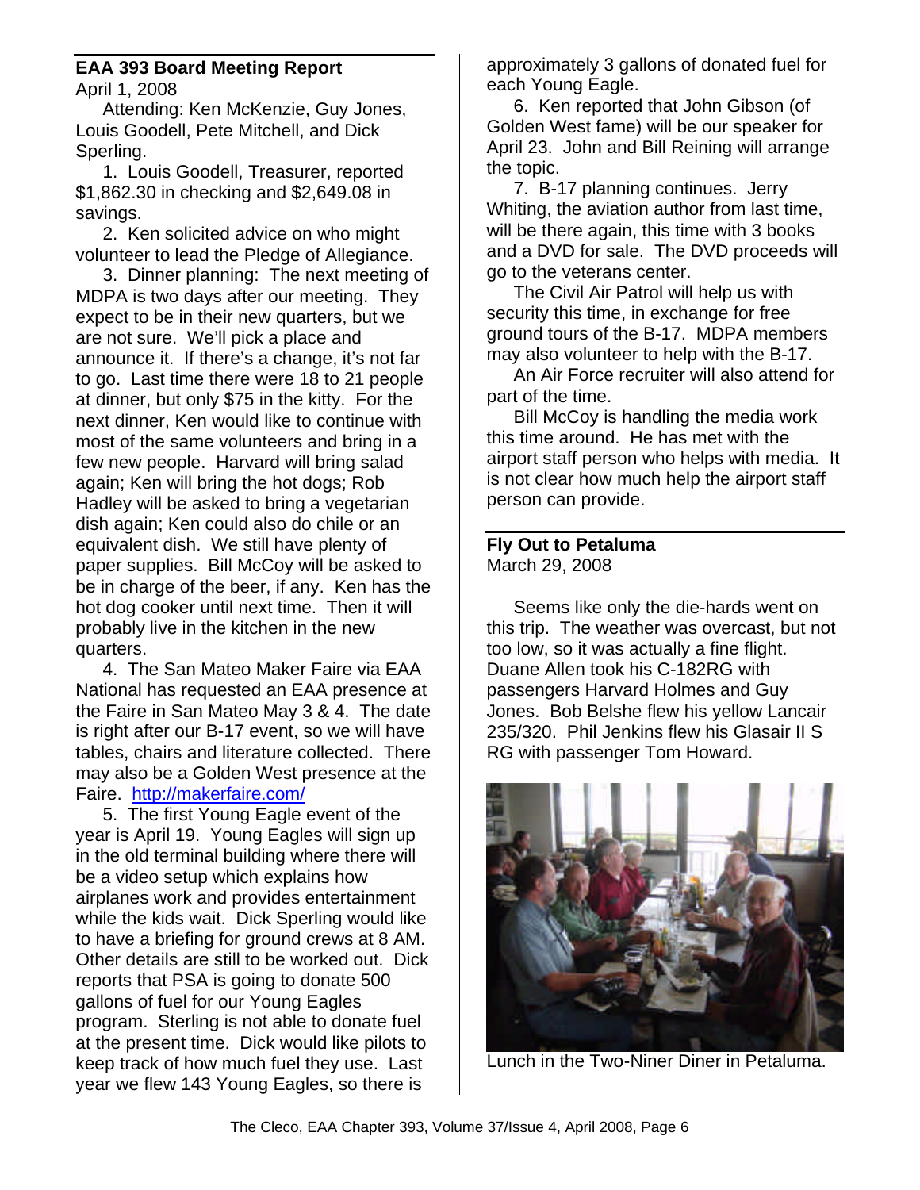## EAA 393 Board Meeting Report

April 1, 2008

Attending: Ken McKenzie, Guy Jones, Louis Goodell, Pete Mitchell, and Dick Sperling.

1. Louis Goodell, Treasurer, reported $1,862.30 in checking and $2,649.08 in savings.

2. Ken solicited advice on who might volunteer to lead the Pledge of Allegiance.

3. Dinner planning: The next meeting of MDPA is two days after our meeting. They expect to be in their new quarters, but we are not sure. We'll pick a place and announce it. If there's a change, it's not far to go. Last time there were 18 to 21 people at dinner, but only $75 in the kitty. For the next dinner, Ken would like to continue with most of the same volunteers and bring in a few new people. Harvard will bring salad again; Ken will bring the hot dogs; Rob Hadley will be asked to bring a vegetarian dish again; Ken could also do chile or an equivalent dish. We still have plenty of paper supplies. Bill McCoy will be asked to be in charge of the beer, if any. Ken has the hot dog cooker until next time. Then it will probably live in the kitchen in the new quarters.

4. The San Mateo Maker Faire via EAA National has requested an EAA presence at the Faire in San Mateo May 3 & 4. The date is right after our B-17 event, so we will have tables, chairs and literature collected. There may also be a Golden West presence at the Faire. http://makerfaire.com/

5. The first Young Eagle event of the year is April 19. Young Eagles will sign up in the old terminal building where there will be a video setup which explains how airplanes work and provides entertainment while the kids wait. Dick Sperling would like to have a briefing for ground crews at 8 AM. Other details are still to be worked out. Dick reports that PSA is going to donate 500 gallons of fuel for our Young Eagles program. Sterling is not able to donate fuel at the present time. Dick would like pilots to keep track of how much fuel they use. Last year we flew 143 Young Eagles, so there is approximately 3 gallons of donated fuel for each Young Eagle.

6. Ken reported that John Gibson (of Golden West fame) will be our speaker for April 23. John and Bill Reining will arrange the topic.

7. B-17 planning continues. Jerry Whiting, the aviation author from last time, will be there again, this time with 3 books and a DVD for sale. The DVD proceeds will go to the veterans center.

The Civil Air Patrol will help us with security this time, in exchange for free ground tours of the B-17. MDPA members may also volunteer to help with the B-17.

An Air Force recruiter will also attend for part of the time.

Bill McCoy is handling the media work this time around. He has met with the airport staff person who helps with media. It is not clear how much help the airport staff person can provide.

## Fly Out to Petaluma

March 29, 2008

Seems like only the die-hards went on this trip. The weather was overcast, but not too low, so it was actually a fine flight. Duane Allen took his C-182RG with passengers Harvard Holmes and Guy Jones. Bob Belshe flew his yellow Lancair 235/320. Phil Jenkins flew his Glasair II S RG with passenger Tom Howard.

Lunch in the Two-Niner Diner in Petaluma.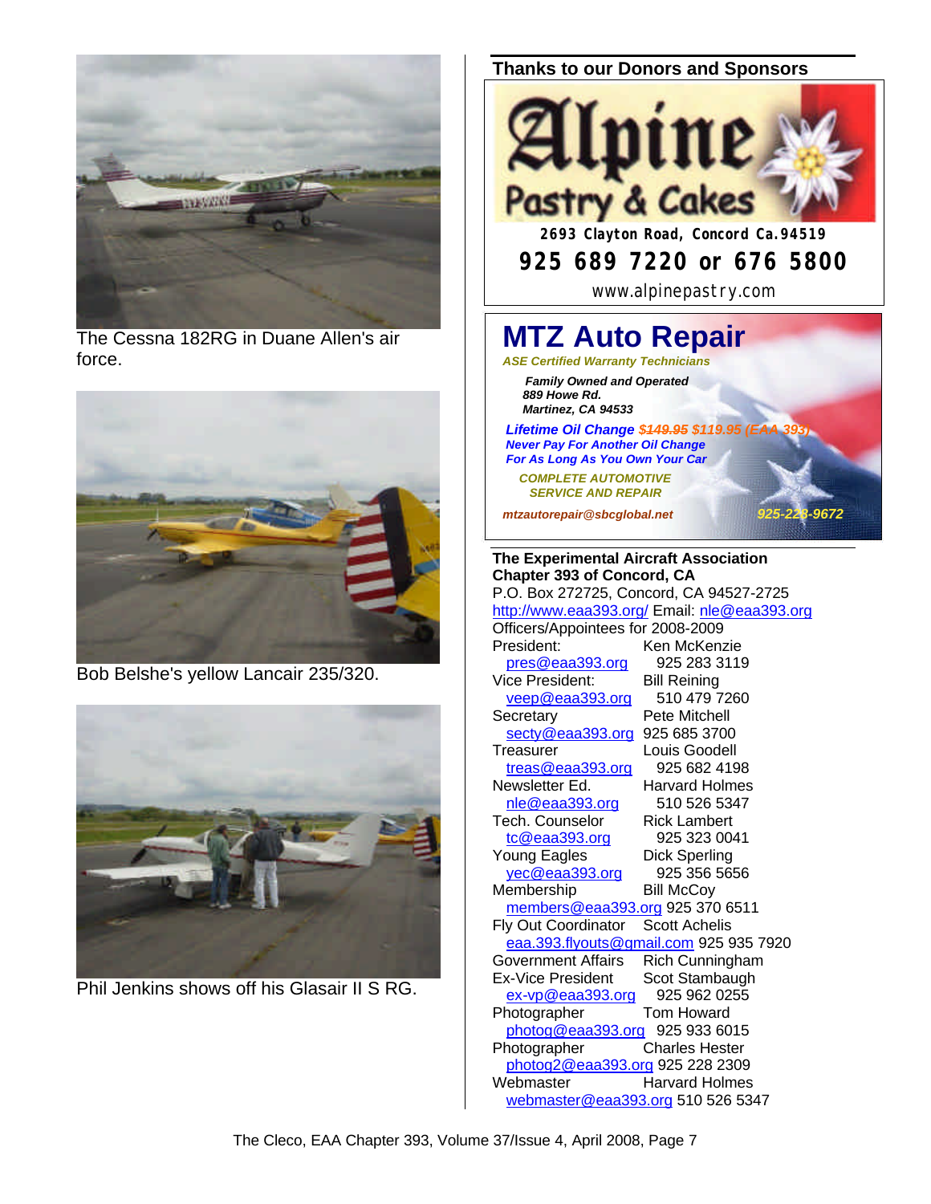The Cessna 182RG in Duane Allen's air force.

Bob Belshe's yellow Lancair 235/320.

Phil Jenkins shows off his Glasair II S RG.

## Thanks to our Donors and Sponsors

**Alpine Pastry & Cakes**

**2693 Clayton Road, Concord Ca.94519**

**925 689 7220 or 676 5800**

www.alpinepastry.com

**MTZ Auto Repair**

***ASE Certified Warranty Technicians***

***Family Owned and Operated***
***889 Howe Rd.***
***Martinez, CA 94533***

***Lifetime Oil Change ~~$149.95~~ $119.95 (EAA 393)***
***Never Pay For Another Oil Change***
***For As Long As You Own Your Car***

***COMPLETE AUTOMOTIVE SERVICE AND REPAIR***

***mtzautorepair@sbcglobal.net*** ***925-228-9672***

**The Experimental Aircraft Association Chapter 393 of Concord, CA**
P.O. Box 272725, Concord, CA 94527-2725
http://www.eaa393.org/ Email: nle@eaa393.org

Officers/Appointees for 2008-2009

| | |
|---|---|
| President: | Ken McKenzie |
| pres@eaa393.org | 925 283 3119 |
| Vice President: | Bill Reining |
| veep@eaa393.org | 510 479 7260 |
| Secretary | Pete Mitchell |
| secty@eaa393.org | 925 685 3700 |
| Treasurer | Louis Goodell |
| treas@eaa393.org | 925 682 4198 |
| Newsletter Ed. | Harvard Holmes |
| nle@eaa393.org | 510 526 5347 |
| Tech. Counselor | Rick Lambert |
| tc@eaa393.org | 925 323 0041 |
| Young Eagles | Dick Sperling |
| yec@eaa393.org | 925 356 5656 |
| Membership | Bill McCoy |
| members@eaa393.org | 925 370 6511 |
| Fly Out Coordinator | Scott Achelis |
| eaa.393.flyouts@gmail.com | 925 935 7920 |
| Government Affairs | Rich Cunningham |
| Ex-Vice President | Scot Stambaugh |
| ex-vp@eaa393.org | 925 962 0255 |
| Photographer | Tom Howard |
| photog@eaa393.org | 925 933 6015 |
| Photographer | Charles Hester |
| photog2@eaa393.org | 925 228 2309 |
| Webmaster | Harvard Holmes |
| webmaster@eaa393.org | 510 526 5347 |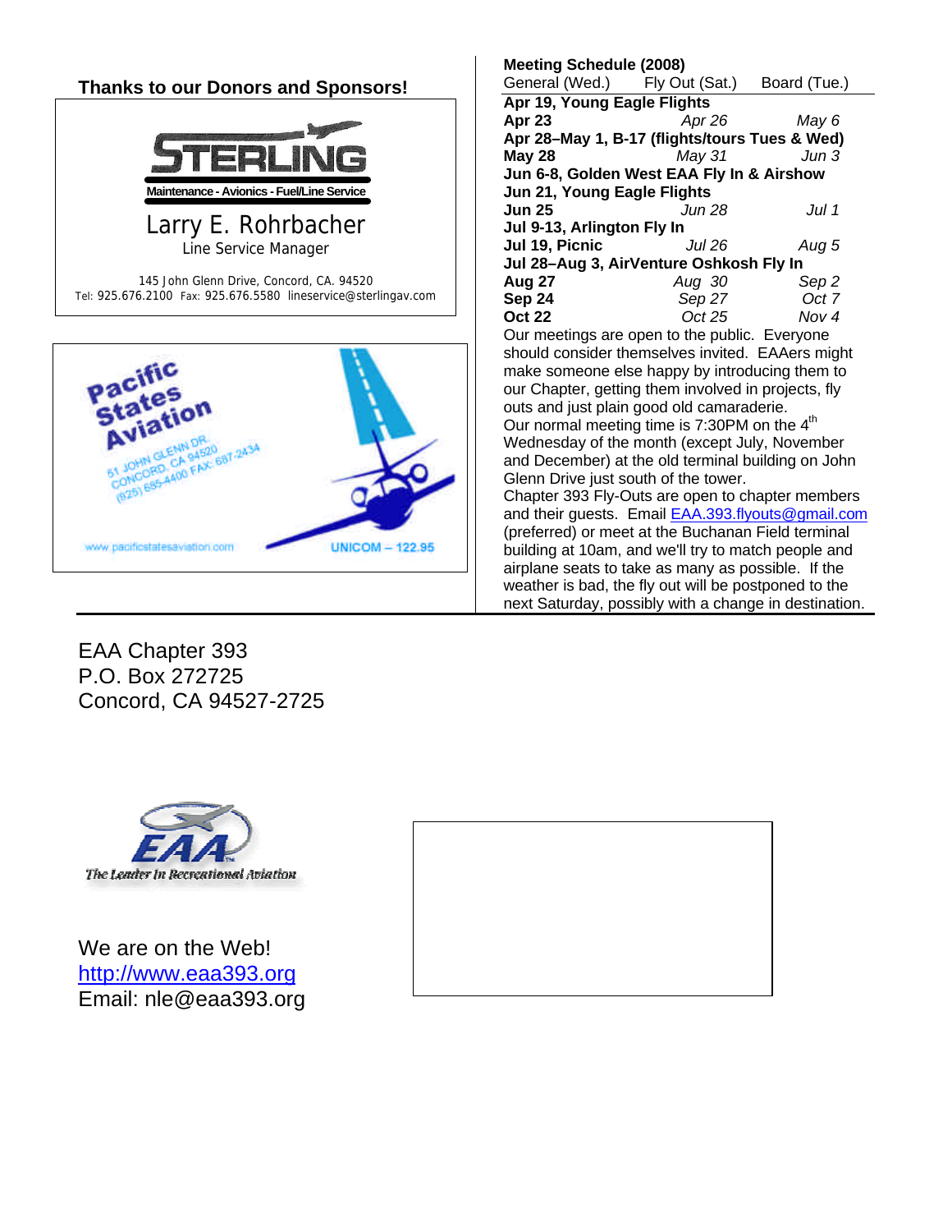## Thanks to our Donors and Sponsors!

STERLING

Maintenance - Avionics - Fuel/Line Service

Larry E. Rohrbacher

Line Service Manager

145 John Glenn Drive, Concord, CA. 94520

Tel: 925.676.2100 Fax: 925.676.5580 lineservice@sterlingav.com

Pacific States Aviation

51 JOHN GLENN DR. CONCORD, CA 94520 (925) 685-4400 FAX: 687-2434

www.pacificstatesaviation.com

UNICOM – 122.95

**Meeting Schedule (2008)**

| General (Wed.) | Fly Out (Sat.) | Board (Tue.) |
|---|---|---|
| **Apr 19, Young Eagle Flights** | | |
| **Apr 23** | *Apr 26* | *May 6* |
| **Apr 28–May 1, B-17 (flights/tours Tues & Wed)** | | |
| **May 28** | *May 31* | *Jun 3* |
| **Jun 6-8, Golden West EAA Fly In & Airshow** | | |
| **Jun 21, Young Eagle Flights** | | |
| **Jun 25** | *Jun 28* | *Jul 1* |
| **Jul 9-13, Arlington Fly In** | | |
| **Jul 19, Picnic** | *Jul 26* | *Aug 5* |
| **Jul 28–Aug 3, AirVenture Oshkosh Fly In** | | |
| **Aug 27** | *Aug 30* | *Sep 2* |
| **Sep 24** | *Sep 27* | *Oct 7* |
| **Oct 22** | *Oct 25* | *Nov 4* |

Our meetings are open to the public. Everyone should consider themselves invited. EAAers might make someone else happy by introducing them to our Chapter, getting them involved in projects, fly outs and just plain good old camaraderie.

Our normal meeting time is 7:30PM on the 4th Wednesday of the month (except July, November and December) at the old terminal building on John Glenn Drive just south of the tower.

Chapter 393 Fly-Outs are open to chapter members and their guests. Email EAA.393.flyouts@gmail.com (preferred) or meet at the Buchanan Field terminal building at 10am, and we'll try to match people and airplane seats to take as many as possible. If the weather is bad, the fly out will be postponed to the next Saturday, possibly with a change in destination.

EAA Chapter 393
P.O. Box 272725
Concord, CA 94527-2725

EAA
The Leader In Recreational Aviation

We are on the Web!
http://www.eaa393.org
Email: nle@eaa393.org